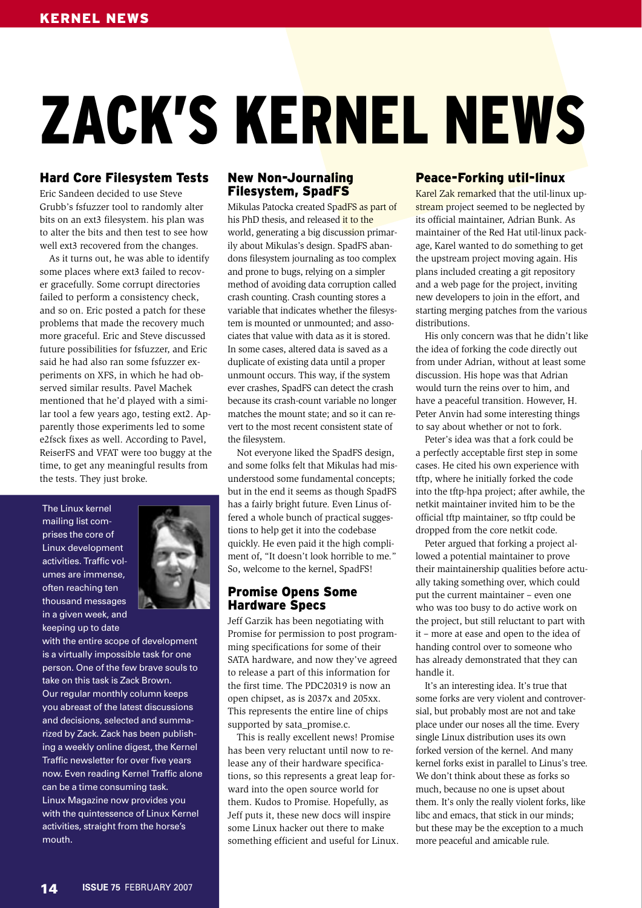# ZACK'S KERNEL NEWS

The Linux kernel mailing list comprises the core of Linux development activities. Traffic volumes are immense, often reaching ten thousand messages in a given week, and keeping up to date with the entire scope of development is a virtually impossible task for one person. One of the few brave souls to take on this task is Zack Brown. Our regular monthly column keeps you abreast of the latest discussions and decisions, selected and summarized by Zack. Zack has been publishing a weekly online digest, the Kernel Traffic newsletter for over five years now. Even reading Kernel Traffic alone can be a time consuming task. Linux Magazine now provides you with the quintessence of Linux Kernel activities, straight from the horse's mouth.

## Hard Core Filesystem Tests

Eric Sandeen decided to use Steve Grubb's fsfuzzer tool to randomly alter bits on an ext3 filesystem. his plan was to alter the bits and then test to see how well ext3 recovered from the changes.

As it turns out, he was able to identify some places where ext3 failed to recover gracefully. Some corrupt directories failed to perform a consistency check, and so on. Eric posted a patch for these problems that made the recovery much more graceful. Eric and Steve discussed future possibilities for fsfuzzer, and Eric said he had also ran some fsfuzzer experiments on XFS, in which he had observed similar results. Pavel Machek mentioned that he'd played with a similar tool a few years ago, testing ext2. Apparently those experiments led to some e2fsck fixes as well. According to Pavel, ReiserFS and VFAT were too buggy at the time, to get any meaningful results from the tests. They just broke.

## New Non-Journaling Filesystem, SpadFS

Mikulas Patocka created SpadFS as part of his PhD thesis, and released it to the world, generating a big discussion primarily about Mikulas's design. SpadFS abandons filesystem journaling as too complex and prone to bugs, relying on a simpler method of avoiding data corruption called crash counting. Crash counting stores a variable that indicates whether the filesystem is mounted or unmounted; and associates that value with data as it is stored. In some cases, altered data is saved as a duplicate of existing data until a proper unmount occurs. This way, if the system ever crashes, SpadFS can detect the crash because its crash-count variable no longer matches the mount state; and so it can revert to the most recent consistent state of the filesystem.

Not everyone liked the SpadFS design, and some folks felt that Mikulas had misunderstood some fundamental concepts; but in the end it seems as though SpadFS has a fairly bright future. Even Linus offered a whole bunch of practical suggestions to help get it into the codebase quickly. He even paid it the high compliment of, "It doesn't look horrible to me." So, welcome to the kernel, SpadFS!

## Promise Opens Some Hardware Specs

Jeff Garzik has been negotiating with Promise for permission to post programming specifications for some of their SATA hardware, and now they've agreed to release a part of this information for the first time. The PDC20319 is now an open chipset, as is 2037x and 205xx. This represents the entire line of chips supported by sata_promise.c.

This is really excellent news! Promise has been very reluctant until now to release any of their hardware specifications, so this represents a great leap forward into the open source world for them. Kudos to Promise. Hopefully, as Jeff puts it, these new docs will inspire some Linux hacker out there to make something efficient and useful for Linux.

## Peace-Forking util-linux

Karel Zak remarked that the util-linux upstream project seemed to be neglected by its official maintainer, Adrian Bunk. As maintainer of the Red Hat util-linux package, Karel wanted to do something to get the upstream project moving again. His plans included creating a git repository and a web page for the project, inviting new developers to join in the effort, and starting merging patches from the various distributions.

His only concern was that he didn't like the idea of forking the code directly out from under Adrian, without at least some discussion. His hope was that Adrian would turn the reins over to him, and have a peaceful transition. However, H. Peter Anvin had some interesting things to say about whether or not to fork.

Peter's idea was that a fork could be a perfectly acceptable first step in some cases. He cited his own experience with tftp, where he initially forked the code into the tftp-hpa project; after awhile, the netkit maintainer invited him to be the official tftp maintainer, so tftp could be dropped from the core netkit code.

Peter argued that forking a project allowed a potential maintainer to prove their maintainership qualities before actually taking something over, which could put the current maintainer – even one who was too busy to do active work on the project, but still reluctant to part with it – more at ease and open to the idea of handing control over to someone who has already demonstrated that they can handle it.

It's an interesting idea. It's true that some forks are very violent and controversial, but probably most are not and take place under our noses all the time. Every single Linux distribution uses its own forked version of the kernel. And many kernel forks exist in parallel to Linus's tree. We don't think about these as forks so much, because no one is upset about them. It's only the really violent forks, like libc and emacs, that stick in our minds; but these may be the exception to a much more peaceful and amicable rule.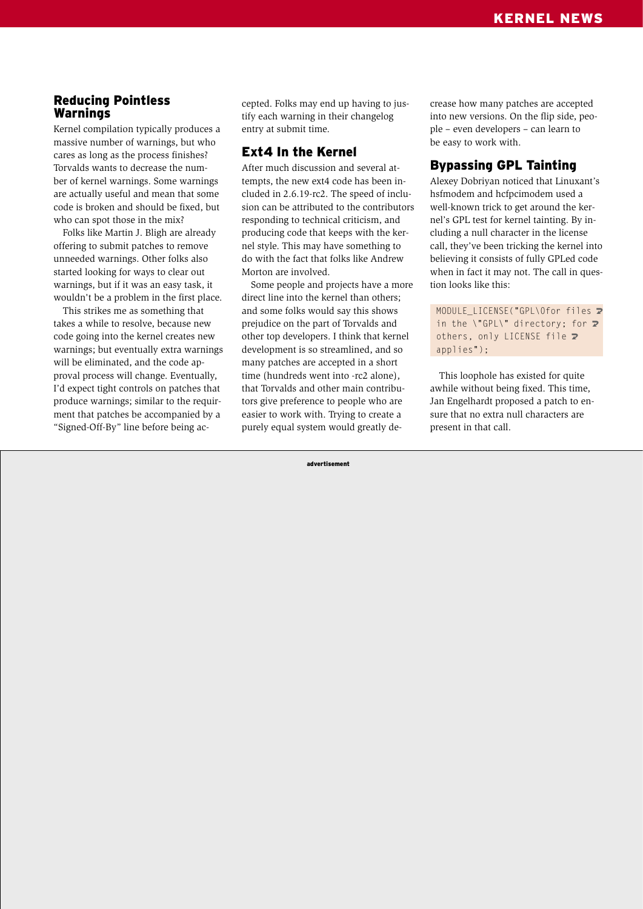## Reducing Pointless Warnings

Kernel compilation typically produces a massive number of warnings, but who cares as long as the process finishes? Torvalds wants to decrease the number of kernel warnings. Some warnings are actually useful and mean that some code is broken and should be fixed, but who can spot those in the mix?

Folks like Martin J. Bligh are already offering to submit patches to remove unneeded warnings. Other folks also started looking for ways to clear out warnings, but if it was an easy task, it wouldn't be a problem in the first place.

This strikes me as something that takes a while to resolve, because new code going into the kernel creates new warnings; but eventually extra warnings will be eliminated, and the code approval process will change. Eventually, I'd expect tight controls on patches that produce warnings; similar to the requirment that patches be accompanied by a "Signed-Off-By" line before being accepted. Folks may end up having to justify each warning in their changelog entry at submit time.

## Ext4 In the Kernel

After much discussion and several attempts, the new ext4 code has been included in 2.6.19-rc2. The speed of inclusion can be attributed to the contributors responding to technical criticism, and producing code that keeps with the kernel style. This may have something to do with the fact that folks like Andrew Morton are involved.

Some people and projects have a more direct line into the kernel than others; and some folks would say this shows prejudice on the part of Torvalds and other top developers. I think that kernel development is so streamlined, and so many patches are accepted in a short time (hundreds went into -rc2 alone), that Torvalds and other main contributors give preference to people who are easier to work with. Trying to create a purely equal system would greatly decrease how many patches are accepted into new versions. On the flip side, people – even developers – can learn to be easy to work with.

## Bypassing GPL Tainting

Alexey Dobriyan noticed that Linuxant's hsfmodem and hcfpcimodem used a well-known trick to get around the kernel's GPL test for kernel tainting. By including a null character in the license call, they've been tricking the kernel into believing it consists of fully GPLed code when in fact it may not. The call in question looks like this:

```
MODULE_LICENSE("GPL\0for files in the \"GPL\" directory; for others, only LICENSE file applies");
```

This loophole has existed for quite awhile without being fixed. This time, Jan Engelhardt proposed a patch to ensure that no extra null characters are present in that call.

advertisement